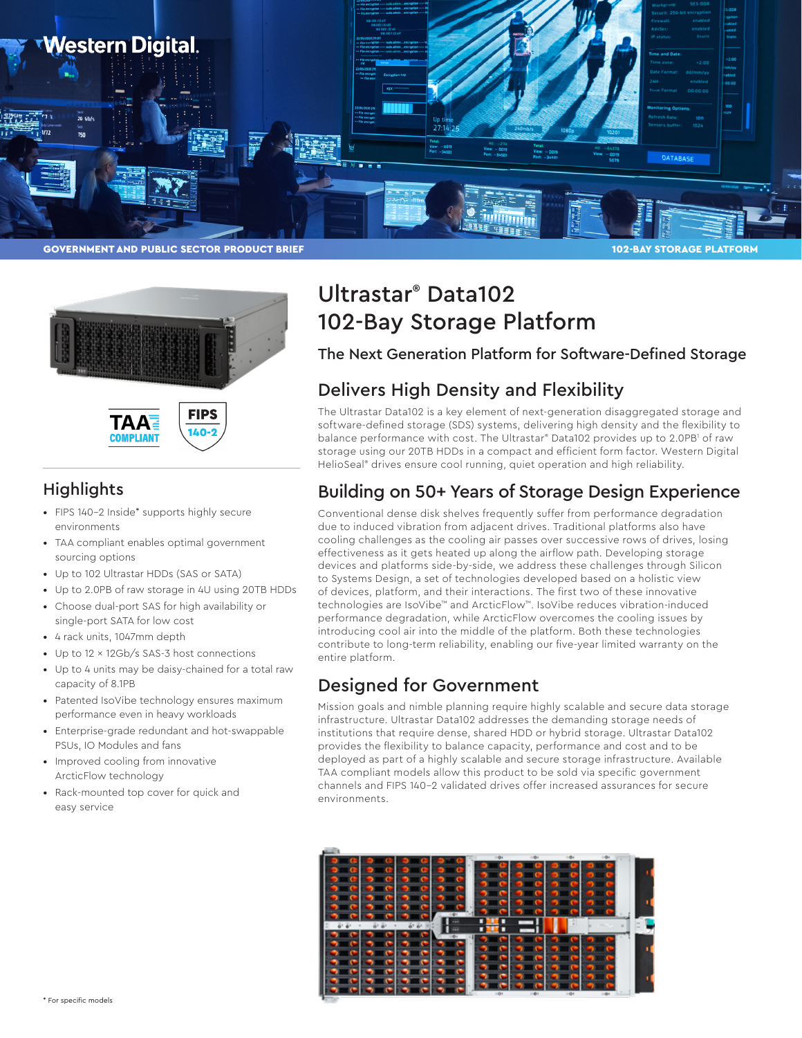GOVERNMENT AND PUBLIC SECTOR PRODUCT BRIEF

102-BAY STORAGE PLATFORM

# Ultrastar® Data102 102-Bay Storage Platform

## The Next Generation Platform for Software-Defined Storage

TAA COMPLIANT

FIPS 140-2

## Highlights

- FIPS 140–2 Inside* supports highly secure environments
- TAA compliant enables optimal government sourcing options
- Up to 102 Ultrastar HDDs (SAS or SATA)
- Up to 2.0PB of raw storage in 4U using 20TB HDDs
- Choose dual-port SAS for high availability or single-port SATA for low cost
- 4 rack units, 1047mm depth
- Up to 12 × 12Gb/s SAS-3 host connections
- Up to 4 units may be daisy-chained for a total raw capacity of 8.1PB
- Patented IsoVibe technology ensures maximum performance even in heavy workloads
- Enterprise-grade redundant and hot-swappable PSUs, IO Modules and fans
- Improved cooling from innovative ArcticFlow technology
- Rack-mounted top cover for quick and easy service

## Delivers High Density and Flexibility

The Ultrastar Data102 is a key element of next-generation disaggregated storage and software-defined storage (SDS) systems, delivering high density and the flexibility to balance performance with cost. The Ultrastar® Data102 provides up to 2.0PB[1] of raw storage using our 20TB HDDs in a compact and efficient form factor. Western Digital HelioSeal® drives ensure cool running, quiet operation and high reliability.

## Building on 50+ Years of Storage Design Experience

Conventional dense disk shelves frequently suffer from performance degradation due to induced vibration from adjacent drives. Traditional platforms also have cooling challenges as the cooling air passes over successive rows of drives, losing effectiveness as it gets heated up along the airflow path. Developing storage devices and platforms side-by-side, we address these challenges through Silicon to Systems Design, a set of technologies developed based on a holistic view of devices, platform, and their interactions. The first two of these innovative technologies are IsoVibe™ and ArcticFlow™. IsoVibe reduces vibration-induced performance degradation, while ArcticFlow overcomes the cooling issues by introducing cool air into the middle of the platform. Both these technologies contribute to long-term reliability, enabling our five-year limited warranty on the entire platform.

## Designed for Government

Mission goals and nimble planning require highly scalable and secure data storage infrastructure. Ultrastar Data102 addresses the demanding storage needs of institutions that require dense, shared HDD or hybrid storage. Ultrastar Data102 provides the flexibility to balance capacity, performance and cost and to be deployed as part of a highly scalable and secure storage infrastructure. Available TAA compliant models allow this product to be sold via specific government channels and FIPS 140–2 validated drives offer increased assurances for secure environments.

* For specific models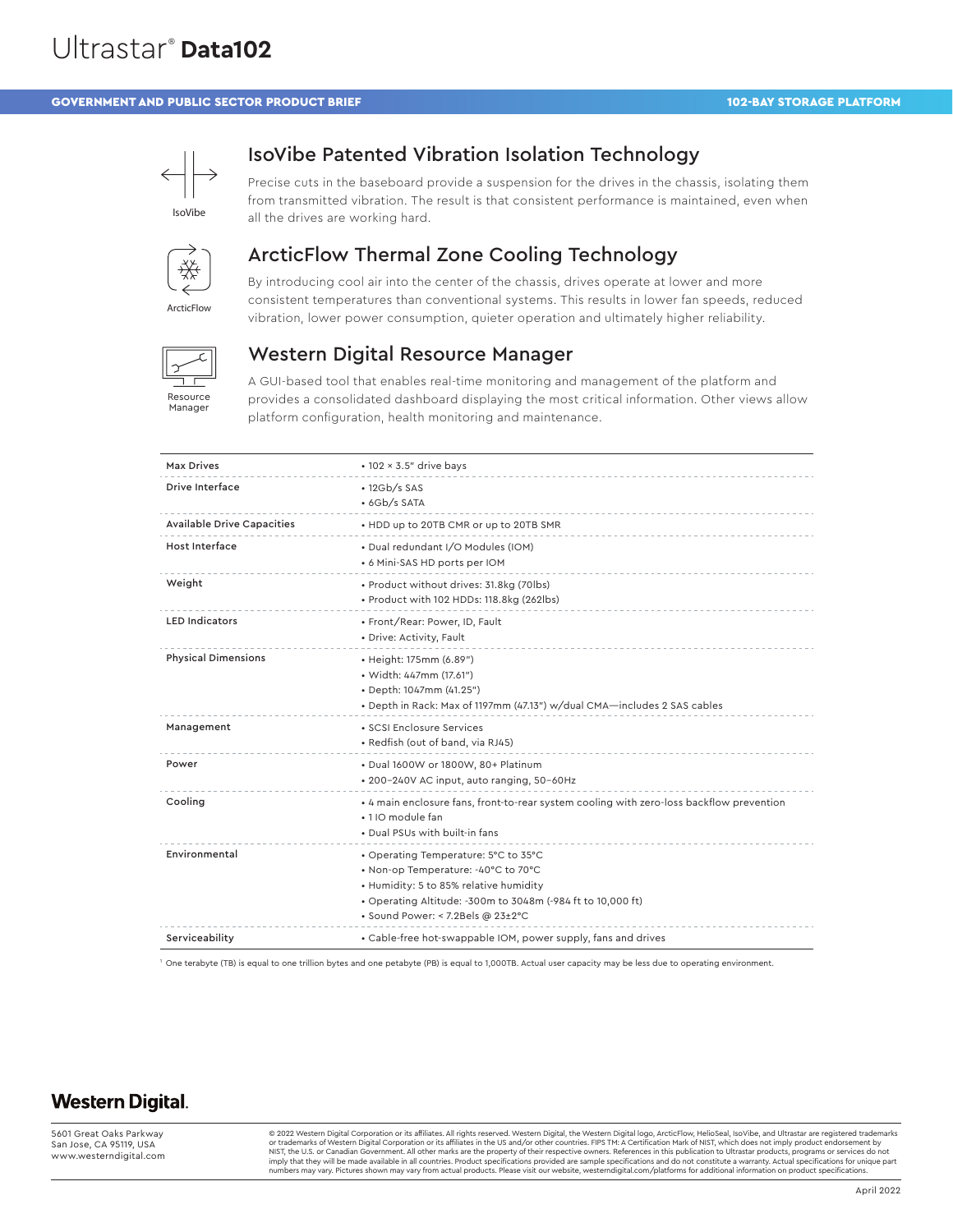# Ultrastar® Data102

**GOVERNMENT AND PUBLIC SECTOR PRODUCT BRIEF** | **102-BAY STORAGE PLATFORM**

IsoVibe

## IsoVibe Patented Vibration Isolation Technology

Precise cuts in the baseboard provide a suspension for the drives in the chassis, isolating them from transmitted vibration. The result is that consistent performance is maintained, even when all the drives are working hard.

ArcticFlow

## ArcticFlow Thermal Zone Cooling Technology

By introducing cool air into the center of the chassis, drives operate at lower and more consistent temperatures than conventional systems. This results in lower fan speeds, reduced vibration, lower power consumption, quieter operation and ultimately higher reliability.

Resource Manager

## Western Digital Resource Manager

A GUI-based tool that enables real-time monitoring and management of the platform and provides a consolidated dashboard displaying the most critical information. Other views allow platform configuration, health monitoring and maintenance.

| | |
|---|---|
| Max Drives | • 102 × 3.5" drive bays |
| Drive Interface | • 12Gb/s SAS<br>• 6Gb/s SATA |
| Available Drive Capacities | • HDD up to 20TB CMR or up to 20TB SMR |
| Host Interface | • Dual redundant I/O Modules (IOM)<br>• 6 Mini-SAS HD ports per IOM |
| Weight | • Product without drives: 31.8kg (70lbs)<br>• Product with 102 HDDs: 118.8kg (262lbs) |
| LED Indicators | • Front/Rear: Power, ID, Fault<br>• Drive: Activity, Fault |
| Physical Dimensions | • Height: 175mm (6.89")<br>• Width: 447mm (17.61")<br>• Depth: 1047mm (41.25")<br>• Depth in Rack: Max of 1197mm (47.13") w/dual CMA—includes 2 SAS cables |
| Management | • SCSI Enclosure Services<br>• Redfish (out of band, via RJ45) |
| Power | • Dual 1600W or 1800W, 80+ Platinum<br>• 200–240V AC input, auto ranging, 50–60Hz |
| Cooling | • 4 main enclosure fans, front-to-rear system cooling with zero-loss backflow prevention<br>• 1 IO module fan<br>• Dual PSUs with built-in fans |
| Environmental | • Operating Temperature: 5°C to 35°C<br>• Non-op Temperature: -40°C to 70°C<br>• Humidity: 5 to 85% relative humidity<br>• Operating Altitude: -300m to 3048m (-984 ft to 10,000 ft)<br>• Sound Power: < 7.2Bels @ 23±2°C |
| Serviceability | • Cable-free hot-swappable IOM, power supply, fans and drives |

[1] One terabyte (TB) is equal to one trillion bytes and one petabyte (PB) is equal to 1,000TB. Actual user capacity may be less due to operating environment.

**Western Digital.**

5601 Great Oaks Parkway
San Jose, CA 95119, USA
www.westerndigital.com

© 2022 Western Digital Corporation or its affiliates. All rights reserved. Western Digital, the Western Digital logo, ArcticFlow, HelioSeal, IsoVibe, and Ultrastar are registered trademarks or trademarks of Western Digital Corporation or its affiliates in the US and/or other countries. FIPS TM: A Certification Mark of NIST, which does not imply product endorsement by NIST, the U.S. or Canadian Government. All other marks are the property of their respective owners. References in this publication to Ultrastar products, programs or services do not imply that they will be made available in all countries. Product specifications provided are sample specifications and do not constitute a warranty. Actual specifications for unique part numbers may vary. Pictures shown may vary from actual products. Please visit our website, westerndigital.com/platforms for additional information on product specifications.

April 2022